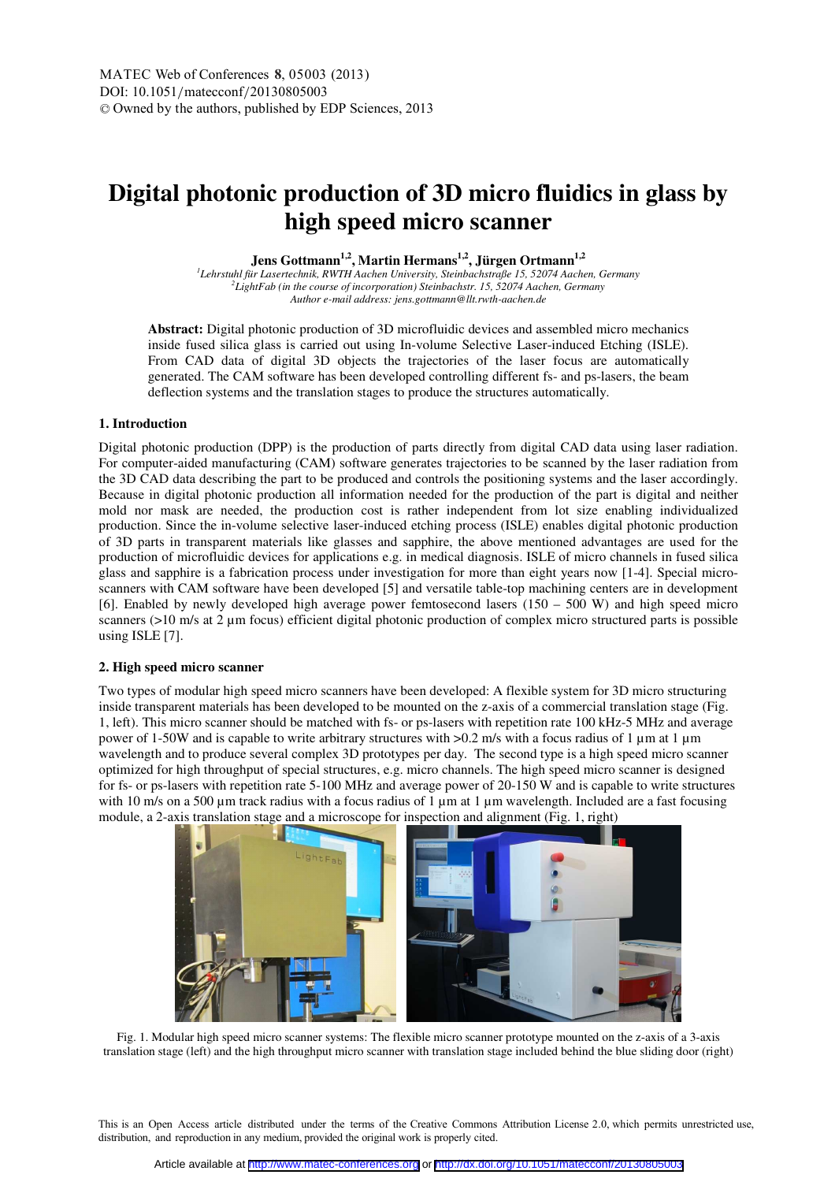MATEC Web of Conferences **8**, 05003 (2013)
DOI: 10.1051/matecconf/20130805003
© Owned by the authors, published by EDP Sciences, 2013

# Digital photonic production of 3D micro fluidics in glass by high speed micro scanner

**Jens Gottmann[1,2], Martin Hermans[1,2], Jürgen Ortmann[1,2]**

[1]*Lehrstuhl für Lasertechnik, RWTH Aachen University, Steinbachstraße 15, 52074 Aachen, Germany*
[2]*LightFab (in the course of incorporation) Steinbachstr. 15, 52074 Aachen, Germany*
*Author e-mail address: jens.gottmann@llt.rwth-aachen.de*

**Abstract:** Digital photonic production of 3D microfluidic devices and assembled micro mechanics inside fused silica glass is carried out using In-volume Selective Laser-induced Etching (ISLE). From CAD data of digital 3D objects the trajectories of the laser focus are automatically generated. The CAM software has been developed controlling different fs- and ps-lasers, the beam deflection systems and the translation stages to produce the structures automatically.

## 1. Introduction

Digital photonic production (DPP) is the production of parts directly from digital CAD data using laser radiation. For computer-aided manufacturing (CAM) software generates trajectories to be scanned by the laser radiation from the 3D CAD data describing the part to be produced and controls the positioning systems and the laser accordingly. Because in digital photonic production all information needed for the production of the part is digital and neither mold nor mask are needed, the production cost is rather independent from lot size enabling individualized production. Since the in-volume selective laser-induced etching process (ISLE) enables digital photonic production of 3D parts in transparent materials like glasses and sapphire, the above mentioned advantages are used for the production of microfluidic devices for applications e.g. in medical diagnosis. ISLE of micro channels in fused silica glass and sapphire is a fabrication process under investigation for more than eight years now [1-4]. Special micro-scanners with CAM software have been developed [5] and versatile table-top machining centers are in development [6]. Enabled by newly developed high average power femtosecond lasers (150 – 500 W) and high speed micro scanners (>10 m/s at 2 µm focus) efficient digital photonic production of complex micro structured parts is possible using ISLE [7].

## 2. High speed micro scanner

Two types of modular high speed micro scanners have been developed: A flexible system for 3D micro structuring inside transparent materials has been developed to be mounted on the z-axis of a commercial translation stage (Fig. 1, left). This micro scanner should be matched with fs- or ps-lasers with repetition rate 100 kHz-5 MHz and average power of 1-50W and is capable to write arbitrary structures with >0.2 m/s with a focus radius of 1 µm at 1 µm wavelength and to produce several complex 3D prototypes per day. The second type is a high speed micro scanner optimized for high throughput of special structures, e.g. micro channels. The high speed micro scanner is designed for fs- or ps-lasers with repetition rate 5-100 MHz and average power of 20-150 W and is capable to write structures with 10 m/s on a 500 µm track radius with a focus radius of 1 µm at 1 µm wavelength. Included are a fast focusing module, a 2-axis translation stage and a microscope for inspection and alignment (Fig. 1, right)

Fig. 1. Modular high speed micro scanner systems: The flexible micro scanner prototype mounted on the z-axis of a 3-axis translation stage (left) and the high throughput micro scanner with translation stage included behind the blue sliding door (right)

This is an Open Access article distributed under the terms of the Creative Commons Attribution License 2.0, which permits unrestricted use, distribution, and reproduction in any medium, provided the original work is properly cited.

Article available at http://www.matec-conferences.org or http://dx.doi.org/10.1051/matecconf/20130805003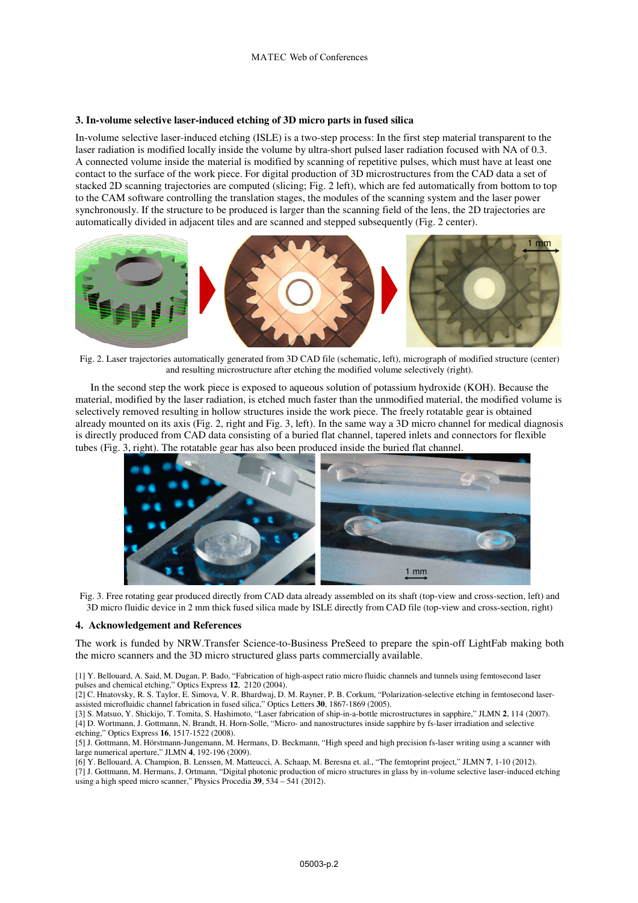### 3. In-volume selective laser-induced etching of 3D micro parts in fused silica

In-volume selective laser-induced etching (ISLE) is a two-step process: In the first step material transparent to the laser radiation is modified locally inside the volume by ultra-short pulsed laser radiation focused with NA of 0.3. A connected volume inside the material is modified by scanning of repetitive pulses, which must have at least one contact to the surface of the work piece. For digital production of 3D microstructures from the CAD data a set of stacked 2D scanning trajectories are computed (slicing; Fig. 2 left), which are fed automatically from bottom to top to the CAM software controlling the translation stages, the modules of the scanning system and the laser power synchronously. If the structure to be produced is larger than the scanning field of the lens, the 2D trajectories are automatically divided in adjacent tiles and are scanned and stepped subsequently (Fig. 2 center).

1 mm

Fig. 2. Laser trajectories automatically generated from 3D CAD file (schematic, left), micrograph of modified structure (center) and resulting microstructure after etching the modified volume selectively (right).

In the second step the work piece is exposed to aqueous solution of potassium hydroxide (KOH). Because the material, modified by the laser radiation, is etched much faster than the unmodified material, the modified volume is selectively removed resulting in hollow structures inside the work piece. The freely rotatable gear is obtained already mounted on its axis (Fig. 2, right and Fig. 3, left). In the same way a 3D micro channel for medical diagnosis is directly produced from CAD data consisting of a buried flat channel, tapered inlets and connectors for flexible tubes (Fig. 3, right). The rotatable gear has also been produced inside the buried flat channel.

1 mm

Fig. 3. Free rotating gear produced directly from CAD data already assembled on its shaft (top-view and cross-section, left) and 3D micro fluidic device in 2 mm thick fused silica made by ISLE directly from CAD file (top-view and cross-section, right)

## 4. Acknowledgement and References

The work is funded by NRW.Transfer Science-to-Business PreSeed to prepare the spin-off LightFab making both the micro scanners and the 3D micro structured glass parts commercially available.

[1] Y. Bellouard, A. Said, M. Dugan, P. Bado, "Fabrication of high-aspect ratio micro fluidic channels and tunnels using femtosecond laser pulses and chemical etching," Optics Express **12**, 2120 (2004).
[2] C. Hnatovsky, R. S. Taylor, E. Simova, V. R. Bhardwaj, D. M. Rayner, P. B. Corkum, "Polarization-selective etching in femtosecond laser-assisted microfluidic channel fabrication in fused silica," Optics Letters **30**, 1867-1869 (2005).
[3] S. Matsuo, Y. Shickijo, T. Tomita, S. Hashimoto, "Laser fabrication of ship-in-a-bottle microstructures in sapphire," JLMN **2**, 114 (2007).
[4] D. Wortmann, J. Gottmann, N. Brandt, H. Horn-Solle, "Micro- and nanostructures inside sapphire by fs-laser irradiation and selective etching," Optics Express **16**, 1517-1522 (2008).
[5] J. Gottmann, M. Hörstmann-Jungemann, M. Hermans, D. Beckmann, "High speed and high precision fs-laser writing using a scanner with large numerical aperture," JLMN **4**, 192-196 (2009).
[6] Y. Bellouard, A. Champion, B. Lenssen, M. Matteucci, A. Schaap, M. Beresna et. al., "The femtoprint project," JLMN **7**, 1-10 (2012).
[7] J. Gottmann, M. Hermans, J. Ortmann, "Digital photonic production of micro structures in glass by in-volume selective laser-induced etching using a high speed micro scanner," Physics Procedia **39**, 534 – 541 (2012).